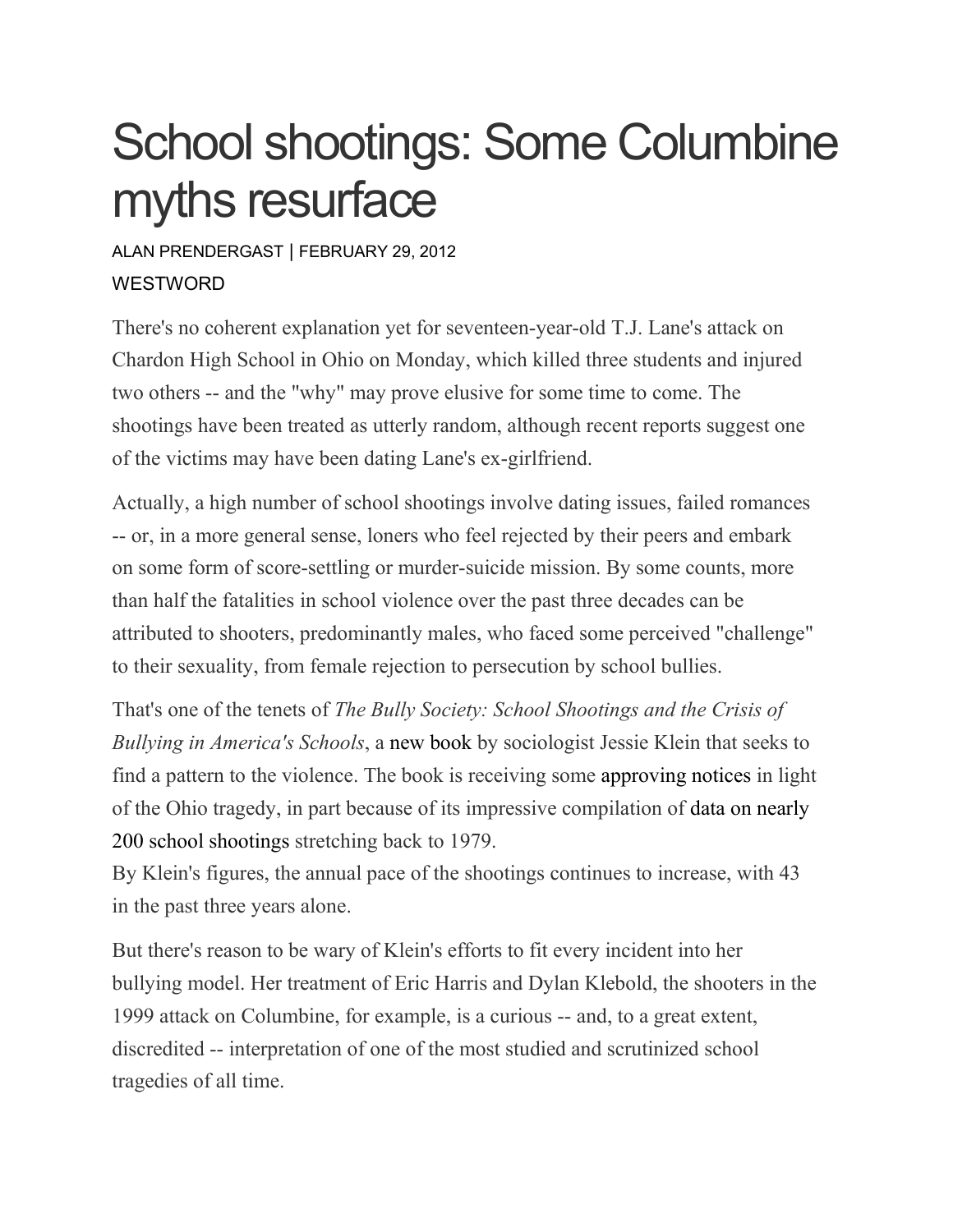# School shootings: Some Columbine myths resurface

ALAN PRENDERGAST | FEBRUARY 29, 2012

WESTWORD

There's no coherent explanation yet for seventeen-year-old T.J. Lane's attack on Chardon High School in Ohio on Monday, which killed three students and injured two others -- and the "why" may prove elusive for some time to come. The shootings have been treated as utterly random, although recent reports suggest one of the victims may have been dating Lane's ex-girlfriend.

Actually, a high number of school shootings involve dating issues, failed romances -- or, in a more general sense, loners who feel rejected by their peers and embark on some form of score-settling or murder-suicide mission. By some counts, more than half the fatalities in school violence over the past three decades can be attributed to shooters, predominantly males, who faced some perceived "challenge" to their sexuality, from female rejection to persecution by school bullies.

That's one of the tenets of *The Bully Society: School Shootings and the Crisis of Bullying in America's Schools*, a new book by sociologist Jessie Klein that seeks to find a pattern to the violence. The book is receiving some approving notices in light of the Ohio tragedy, in part because of its impressive compilation of data on nearly 200 school shootings stretching back to 1979.
By Klein's figures, the annual pace of the shootings continues to increase, with 43 in the past three years alone.

But there's reason to be wary of Klein's efforts to fit every incident into her bullying model. Her treatment of Eric Harris and Dylan Klebold, the shooters in the 1999 attack on Columbine, for example, is a curious -- and, to a great extent, discredited -- interpretation of one of the most studied and scrutinized school tragedies of all time.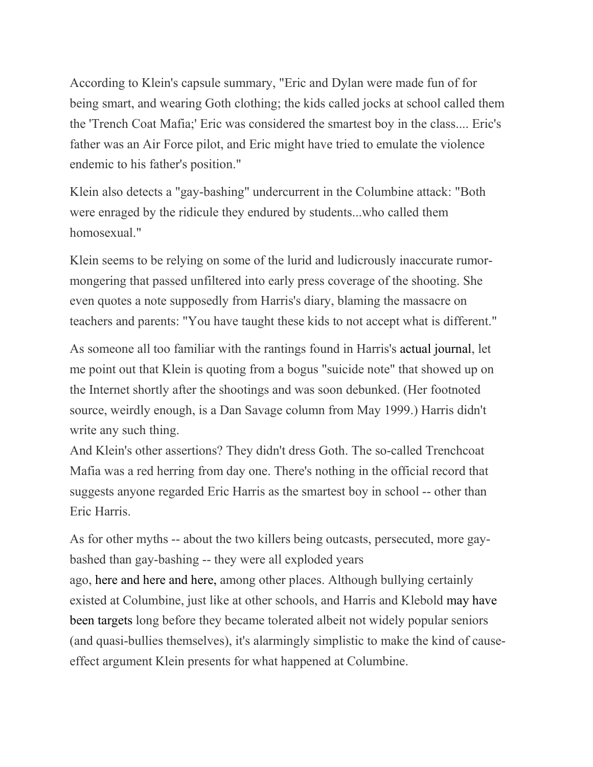According to Klein's capsule summary, "Eric and Dylan were made fun of for being smart, and wearing Goth clothing; the kids called jocks at school called them the 'Trench Coat Mafia;' Eric was considered the smartest boy in the class.... Eric's father was an Air Force pilot, and Eric might have tried to emulate the violence endemic to his father's position."

Klein also detects a "gay-bashing" undercurrent in the Columbine attack: "Both were enraged by the ridicule they endured by students...who called them homosexual."

Klein seems to be relying on some of the lurid and ludicrously inaccurate rumor-mongering that passed unfiltered into early press coverage of the shooting. She even quotes a note supposedly from Harris's diary, blaming the massacre on teachers and parents: "You have taught these kids to not accept what is different."

As someone all too familiar with the rantings found in Harris's actual journal, let me point out that Klein is quoting from a bogus "suicide note" that showed up on the Internet shortly after the shootings and was soon debunked. (Her footnoted source, weirdly enough, is a Dan Savage column from May 1999.) Harris didn't write any such thing.

And Klein's other assertions? They didn't dress Goth. The so-called Trenchcoat Mafia was a red herring from day one. There's nothing in the official record that suggests anyone regarded Eric Harris as the smartest boy in school -- other than Eric Harris.

As for other myths -- about the two killers being outcasts, persecuted, more gay-bashed than gay-bashing -- they were all exploded years ago, here and here and here, among other places. Although bullying certainly existed at Columbine, just like at other schools, and Harris and Klebold may have been targets long before they became tolerated albeit not widely popular seniors (and quasi-bullies themselves), it's alarmingly simplistic to make the kind of cause-effect argument Klein presents for what happened at Columbine.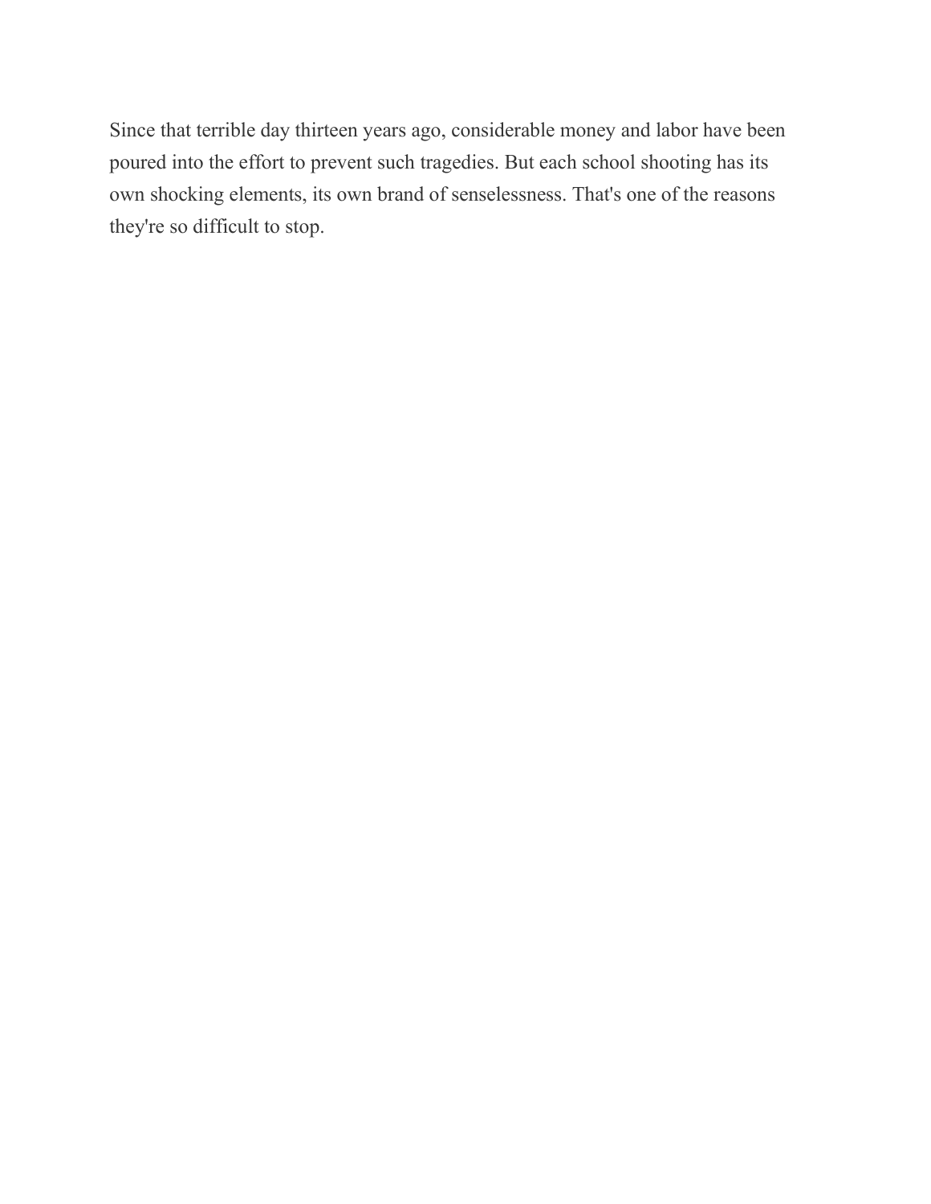Since that terrible day thirteen years ago, considerable money and labor have been poured into the effort to prevent such tragedies. But each school shooting has its own shocking elements, its own brand of senselessness. That's one of the reasons they're so difficult to stop.